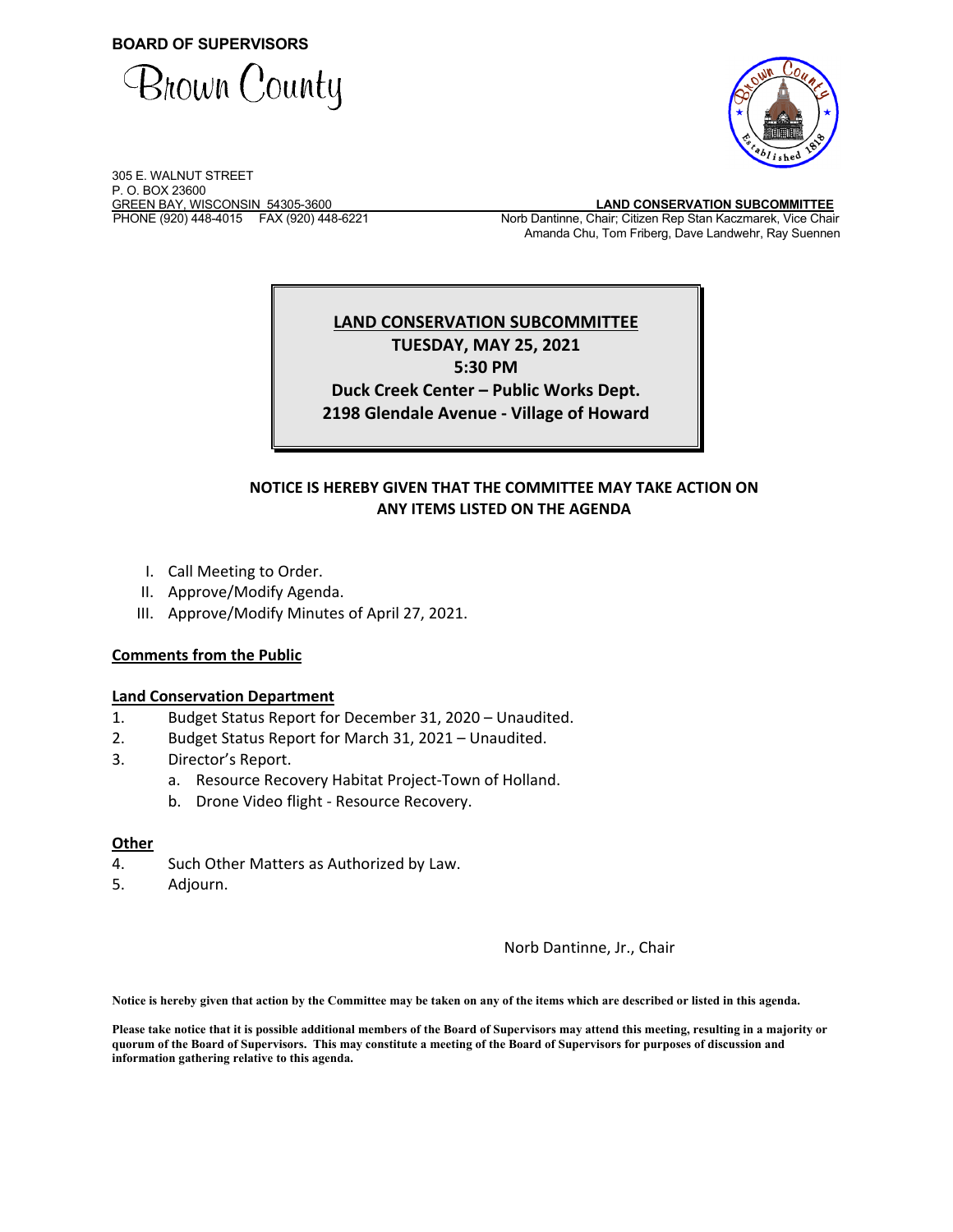**BOARD OF SUPERVISORS**

Brown County

305 E. WALNUT STREET
P. O. BOX 23600
GREEN BAY, WISCONSIN 54305-3600
PHONE (920) 448-4015 FAX (920) 448-6221

**LAND CONSERVATION SUBCOMMITTEE**
Norb Dantinne, Chair; Citizen Rep Stan Kaczmarek, Vice Chair
Amanda Chu, Tom Friberg, Dave Landwehr, Ray Suennen

**LAND CONSERVATION SUBCOMMITTEE**
**TUESDAY, MAY 25, 2021**
**5:30 PM**
**Duck Creek Center – Public Works Dept.**
**2198 Glendale Avenue - Village of Howard**

**NOTICE IS HEREBY GIVEN THAT THE COMMITTEE MAY TAKE ACTION ON ANY ITEMS LISTED ON THE AGENDA**

I. Call Meeting to Order.
II. Approve/Modify Agenda.
III. Approve/Modify Minutes of April 27, 2021.

**Comments from the Public**

**Land Conservation Department**

1. Budget Status Report for December 31, 2020 – Unaudited.
2. Budget Status Report for March 31, 2021 – Unaudited.
3. Director's Report.
   a. Resource Recovery Habitat Project-Town of Holland.
   b. Drone Video flight - Resource Recovery.

**Other**

4. Such Other Matters as Authorized by Law.
5. Adjourn.

Norb Dantinne, Jr., Chair

**Notice is hereby given that action by the Committee may be taken on any of the items which are described or listed in this agenda.**

**Please take notice that it is possible additional members of the Board of Supervisors may attend this meeting, resulting in a majority or quorum of the Board of Supervisors. This may constitute a meeting of the Board of Supervisors for purposes of discussion and information gathering relative to this agenda.**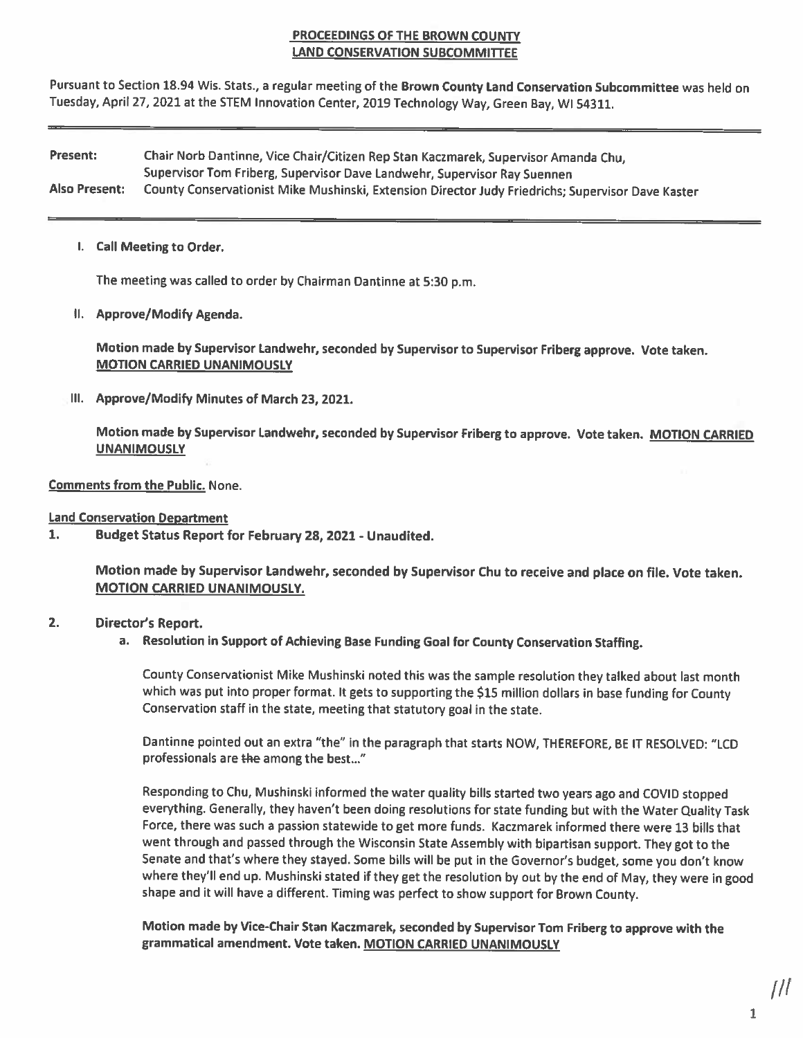**PROCEEDINGS OF THE BROWN COUNTY LAND CONSERVATION SUBCOMMITTEE**

Pursuant to Section 18.94 Wis. Stats., a regular meeting of the **Brown County Land Conservation Subcommittee** was held on Tuesday, April 27, 2021 at the STEM Innovation Center, 2019 Technology Way, Green Bay, WI 54311.

**Present:** Chair Norb Dantinne, Vice Chair/Citizen Rep Stan Kaczmarek, Supervisor Amanda Chu, Supervisor Tom Friberg, Supervisor Dave Landwehr, Supervisor Ray Suennen

**Also Present:** County Conservationist Mike Mushinski, Extension Director Judy Friedrichs; Supervisor Dave Kaster

I. **Call Meeting to Order.**

The meeting was called to order by Chairman Dantinne at 5:30 p.m.

II. **Approve/Modify Agenda.**

**Motion made by Supervisor Landwehr, seconded by Supervisor to Supervisor Friberg approve. Vote taken. MOTION CARRIED UNANIMOUSLY**

III. **Approve/Modify Minutes of March 23, 2021.**

**Motion made by Supervisor Landwehr, seconded by Supervisor Friberg to approve. Vote taken. MOTION CARRIED UNANIMOUSLY**

**Comments from the Public.** None.

**Land Conservation Department**

1. **Budget Status Report for February 28, 2021 - Unaudited.**

**Motion made by Supervisor Landwehr, seconded by Supervisor Chu to receive and place on file. Vote taken. MOTION CARRIED UNANIMOUSLY.**

2. **Director's Report.**

a. **Resolution in Support of Achieving Base Funding Goal for County Conservation Staffing.**

County Conservationist Mike Mushinski noted this was the sample resolution they talked about last month which was put into proper format. It gets to supporting the $15 million dollars in base funding for County Conservation staff in the state, meeting that statutory goal in the state.

Dantinne pointed out an extra "the" in the paragraph that starts NOW, THEREFORE, BE IT RESOLVED: "LCD professionals are ~~the~~ among the best..."

Responding to Chu, Mushinski informed the water quality bills started two years ago and COVID stopped everything. Generally, they haven't been doing resolutions for state funding but with the Water Quality Task Force, there was such a passion statewide to get more funds. Kaczmarek informed there were 13 bills that went through and passed through the Wisconsin State Assembly with bipartisan support. They got to the Senate and that's where they stayed. Some bills will be put in the Governor's budget, some you don't know where they'll end up. Mushinski stated if they get the resolution by out by the end of May, they were in good shape and it will have a different. Timing was perfect to show support for Brown County.

**Motion made by Vice-Chair Stan Kaczmarek, seconded by Supervisor Tom Friberg to approve with the grammatical amendment. Vote taken. MOTION CARRIED UNANIMOUSLY**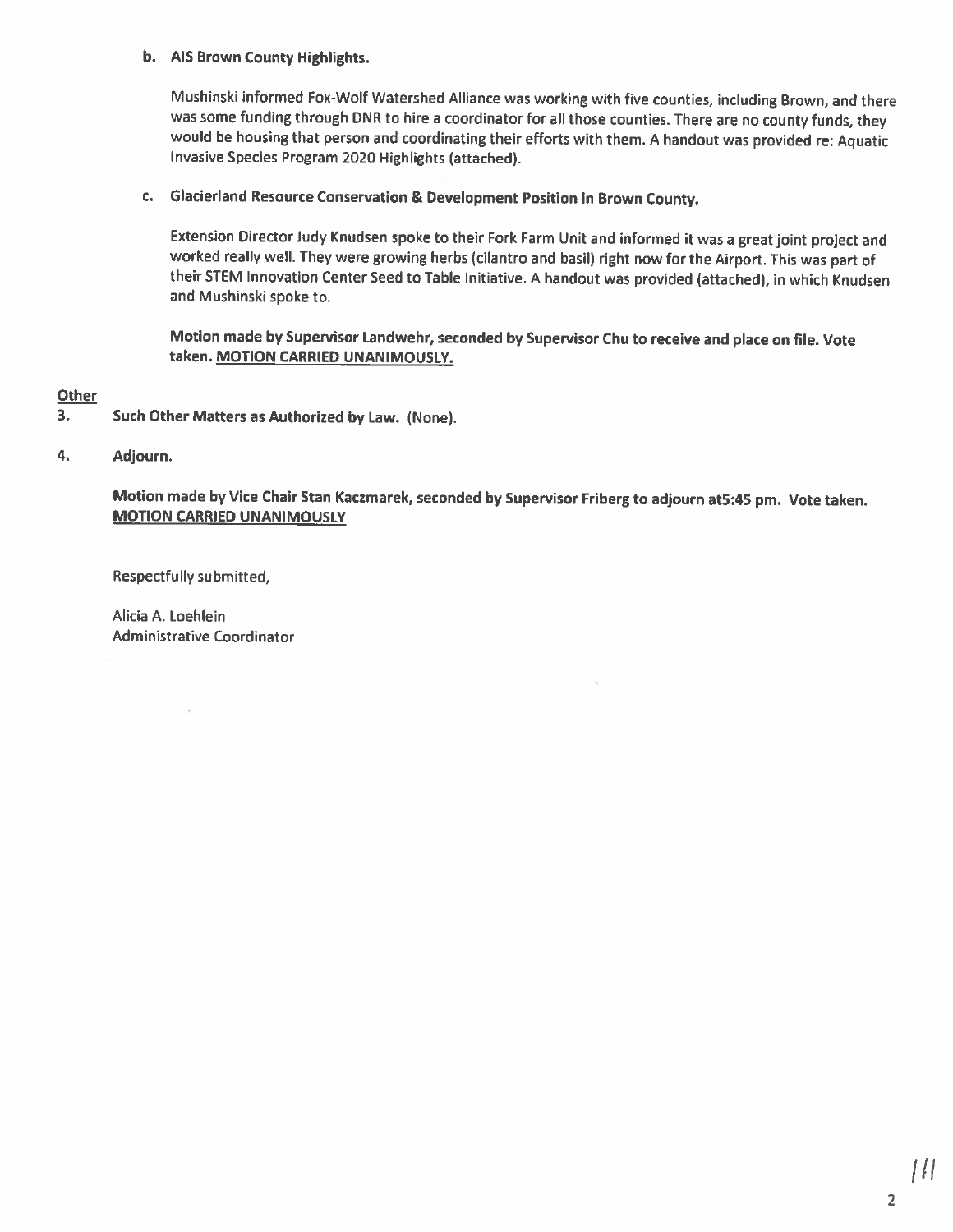**b. AIS Brown County Highlights.**

Mushinski informed Fox-Wolf Watershed Alliance was working with five counties, including Brown, and there was some funding through DNR to hire a coordinator for all those counties. There are no county funds, they would be housing that person and coordinating their efforts with them. A handout was provided re: Aquatic Invasive Species Program 2020 Highlights (attached).

**c. Glacierland Resource Conservation & Development Position in Brown County.**

Extension Director Judy Knudsen spoke to their Fork Farm Unit and informed it was a great joint project and worked really well. They were growing herbs (cilantro and basil) right now for the Airport. This was part of their STEM Innovation Center Seed to Table Initiative. A handout was provided (attached), in which Knudsen and Mushinski spoke to.

**Motion made by Supervisor Landwehr, seconded by Supervisor Chu to receive and place on file. Vote taken. <u>MOTION CARRIED UNANIMOUSLY.</u>**

**<u>Other</u>**

**3. Such Other Matters as Authorized by Law.** (None).

**4. Adjourn.**

**Motion made by Vice Chair Stan Kaczmarek, seconded by Supervisor Friberg to adjourn at5:45 pm. Vote taken. <u>MOTION CARRIED UNANIMOUSLY</u>**

Respectfully submitted,

Alicia A. Loehlein
Administrative Coordinator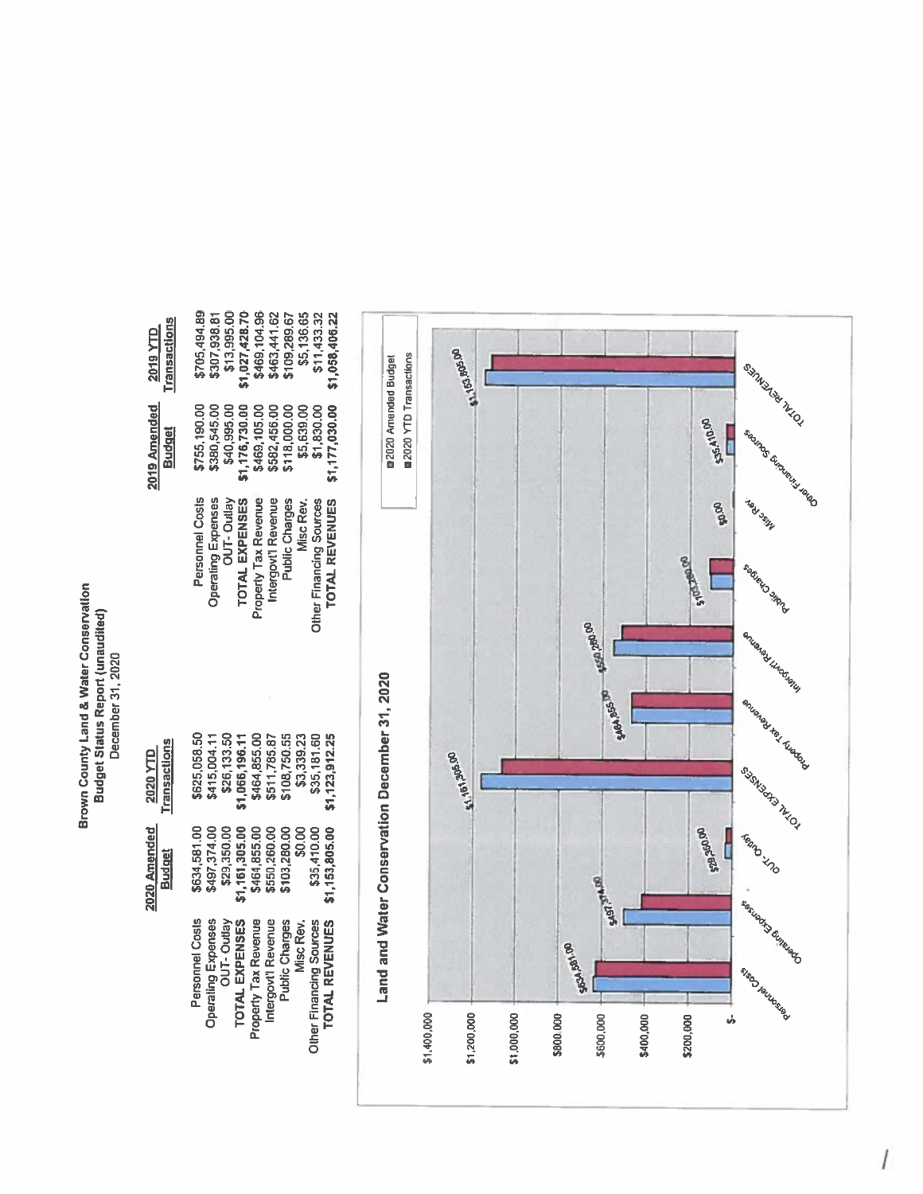# Brown County Land & Water Conservation
## Budget Status Report (unaudited)
### December 31, 2020

| | 2020 Amended Budget | 2020 YTD Transactions |
|---|---|---|
| Personnel Costs | $634,581.00 | $625,058.50 |
| Operating Expenses | $497,374.00 | $415,004.11 |
| OUT- Outlay | $29,350.00 | $26,133.50 |
| TOTAL EXPENSES | $1,161,305.00 | $1,066,196.11 |
| Property Tax Revenue | $464,855.00 | $464,855.00 |
| Intergov't Revenue | $550,260.00 | $511,785.87 |
| Public Charges | $103,280.00 | $108,750.55 |
| Misc Rev. | $0.00 | $3,339.23 |
| Other Financing Sources | $35,410.00 | $35,181.60 |
| TOTAL REVENUES | $1,153,805.00 | $1,123,912.25 |

| | 2019 Amended Budget | 2019 YTD Transactions |
|---|---|---|
| Personnel Costs | $755,190.00 | $705,494.89 |
| Operating Expenses | $380,545.00 | $307,938.81 |
| OUT- Outlay | $40,995.00 | $13,995.00 |
| TOTAL EXPENSES | $1,176,730.00 | $1,027,428.70 |
| Property Tax Revenue | $469,105.00 | $469,104.96 |
| Intergov't Revenue | $582,456.00 | $463,441.62 |
| Public Charges | $118,000.00 | $109,289.67 |
| Misc Rev. | $5,639.00 | $5,136.65 |
| Other Financing Sources | $1,830.00 | $11,433.32 |
| TOTAL REVENUES | $1,177,030.00 | $1,058,406.22 |

## Land and Water Conservation December 31, 2020

| Category | 2020 Amended Budget |
|---|---|
| Personnel Costs | $634,581.00 |
| Operating Expenses | $497,374.00 |
| OUT- Outlay | $29,350.00 |
| TOTAL EXPENSES | $1,161,305.00 |
| Property Tax Revenue | $464,855.00 |
| Intergovt Revenue | $550,260.00 |
| Public Charges | $103,280.00 |
| Misc Rev | $0.00 |
| Other Financing Sources | $35,410.00 |
| TOTAL REVENUES | $1,153,805.00 |

Legend: 2020 Amended Budget; 2020 YTD Transactions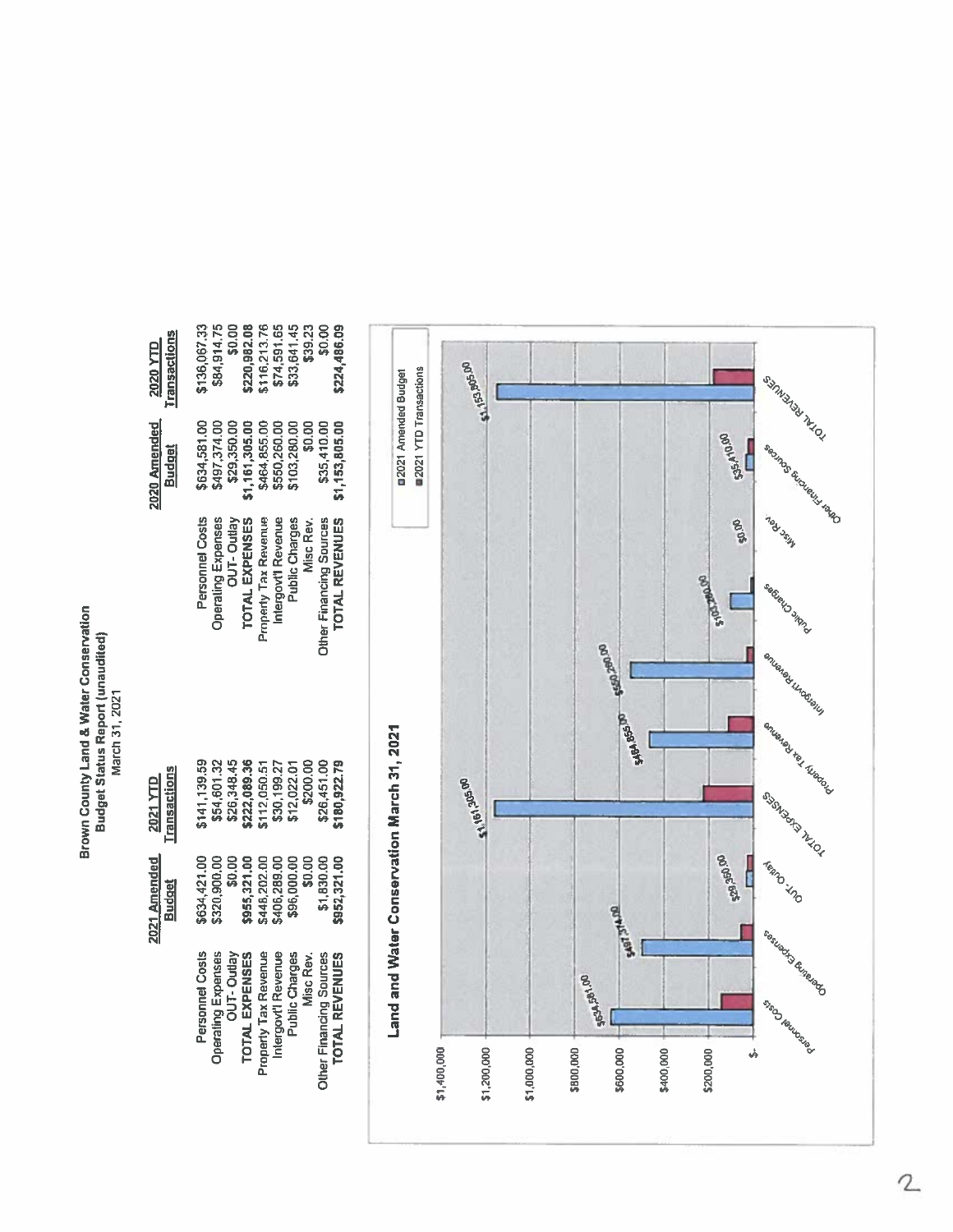**Brown County Land & Water Conservation**
**Budget Status Report (unaudited)**
March 31, 2021

| | 2021 Amended Budget | 2021 YTD Transactions |
|---|---|---|
| Personnel Costs | $634,421.00 | $141,139.59 |
| Operating Expenses | $320,900.00 | $54,601.32 |
| OUT- Outlay | $0.00 | $26,348.45 |
| TOTAL EXPENSES | $955,321.00 | $222,089.36 |
| Property Tax Revenue | $448,202.00 | $112,050.51 |
| Intergov't Revenue | $406,289.00 | $30,199.27 |
| Public Charges | $96,000.00 | $12,022.01 |
| Misc Rev. | $0.00 | $200.00 |
| Other Financing Sources | $1,830.00 | $26,451.00 |
| TOTAL REVENUES | $952,321.00 | $180,922.79 |

| | 2020 Amended Budget | 2020 YTD Transactions |
|---|---|---|
| Personnel Costs | $634,581.00 | $136,067.33 |
| Operating Expenses | $497,374.00 | $84,914.75 |
| OUT- Outlay | $29,350.00 | $0.00 |
| TOTAL EXPENSES | $1,161,305.00 | $220,982.08 |
| Property Tax Revenue | $464,855.00 | $116,213.76 |
| Intergov't Revenue | $550,260.00 | $74,591.65 |
| Public Charges | $103,280.00 | $33,641.45 |
| Misc Rev. | $0.00 | $39.23 |
| Other Financing Sources | $35,410.00 | $0.00 |
| TOTAL REVENUES | $1,153,805.00 | $224,486.09 |

Land and Water Conservation March 31, 2021

$1,400,000
$1,200,000
$1,000,000
$800,000
$600,000
$400,000
$200,000
$-

$634,581.00
$497,374.00
$29,350.00
$1,161,305.00
$464,855.00
$550,260.00
$103,280.00
$0.00
$35,410.00
$1,153,805.00

Personnel Costs
Operating Expenses
OUT - Outlay
TOTAL EXPENSES
Property Tax Revenue
Intergov't Revenue
Public Charges
Misc Rev
Other Financing Sources
TOTAL REVENUES

2021 Amended Budget
2021 YTD Transactions